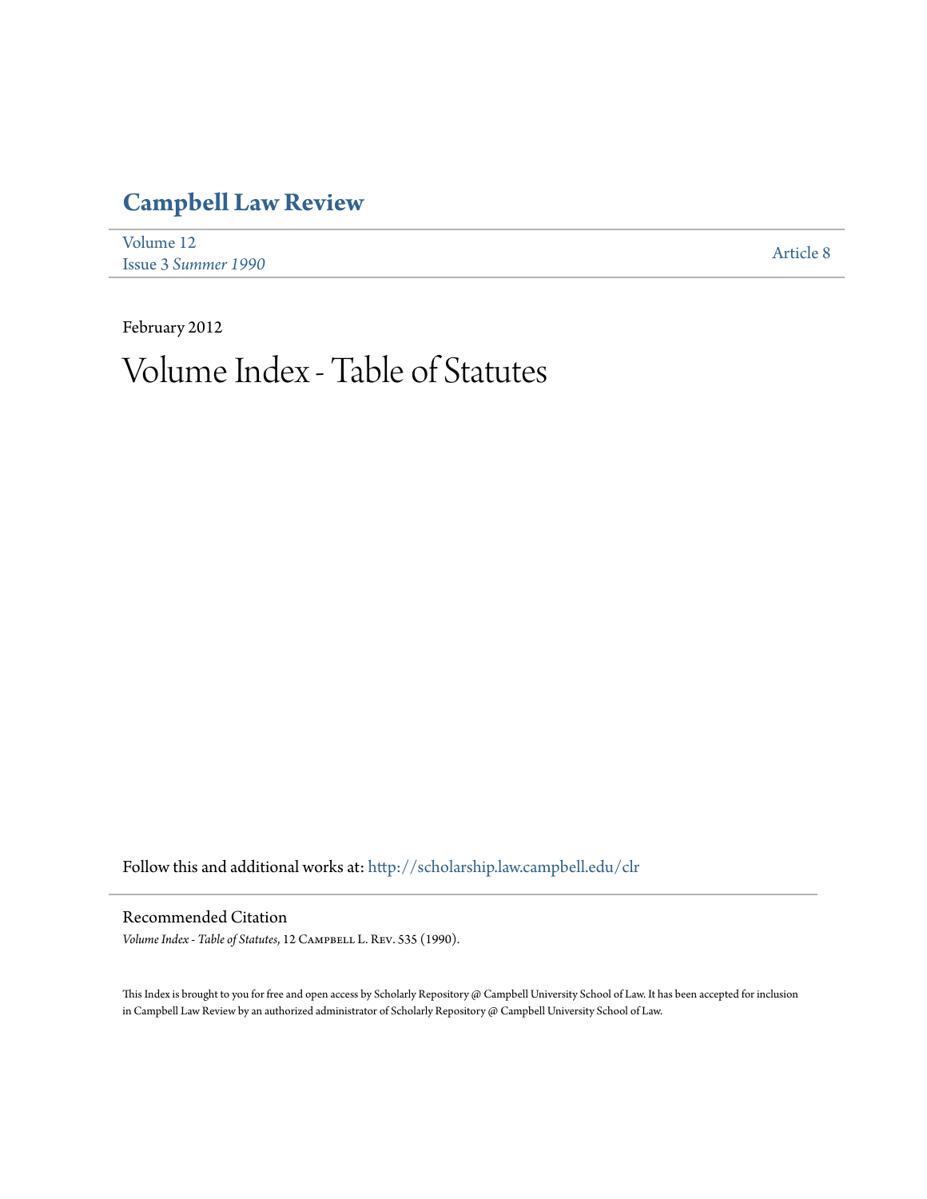# Campbell Law Review

Volume 12
Issue 3 *Summer 1990*

Article 8

February 2012

# Volume Index - Table of Statutes

Follow this and additional works at: http://scholarship.law.campbell.edu/clr

## Recommended Citation

*Volume Index - Table of Statutes*, 12 Campbell L. Rev. 535 (1990).

This Index is brought to you for free and open access by Scholarly Repository @ Campbell University School of Law. It has been accepted for inclusion in Campbell Law Review by an authorized administrator of Scholarly Repository @ Campbell University School of Law.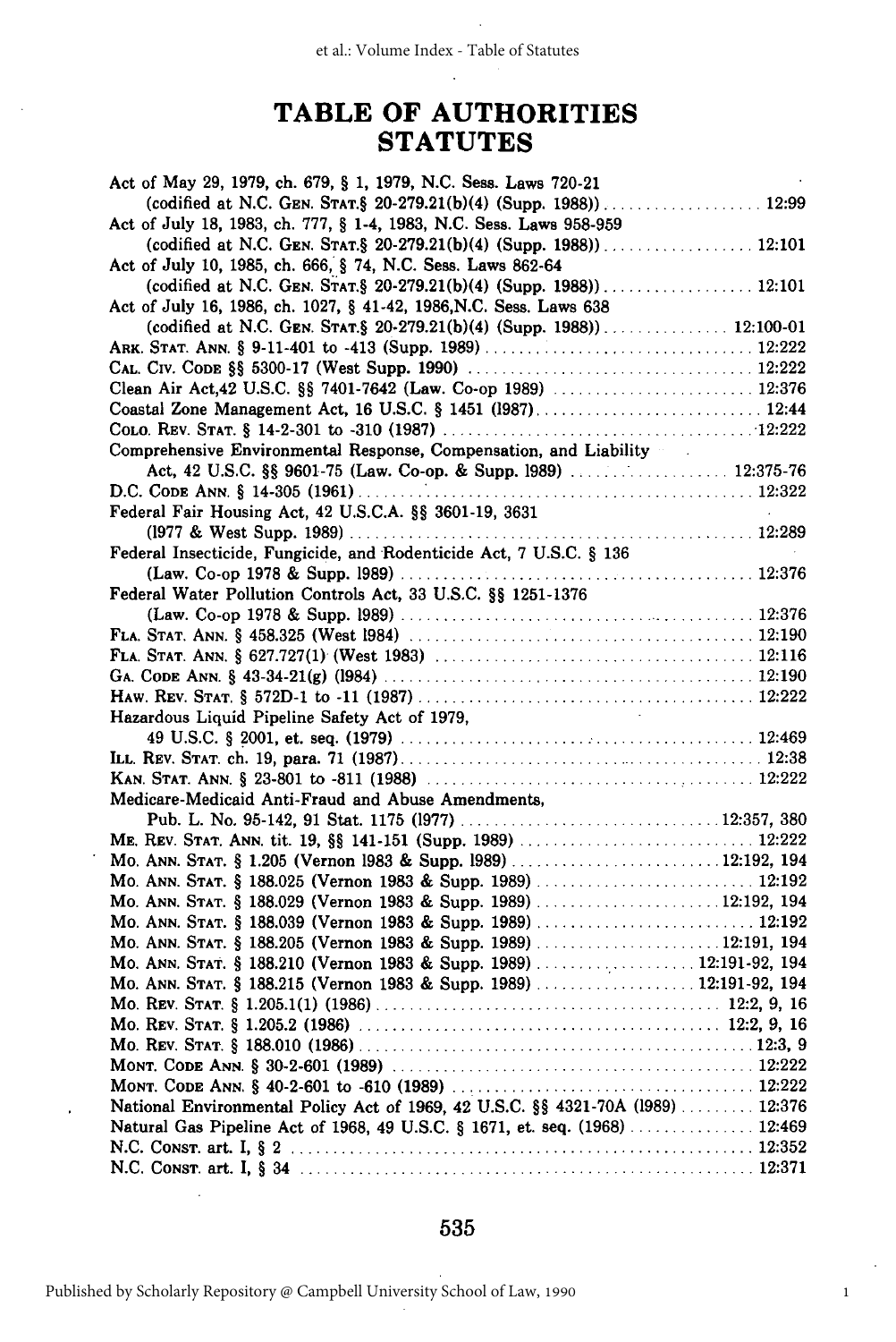# TABLE OF AUTHORITIES

## STATUTES

Act of May 29, 1979, ch. 679, § 1, 1979, N.C. Sess. Laws 720-21
  (codified at N.C. GEN. STAT.§ 20-279.21(b)(4) (Supp. 1988)) .................... 12:99

Act of July 18, 1983, ch. 777, § 1-4, 1983, N.C. Sess. Laws 958-959
  (codified at N.C. GEN. STAT.§ 20-279.21(b)(4) (Supp. 1988)) .................. 12:101

Act of July 10, 1985, ch. 666, § 74, N.C. Sess. Laws 862-64
  (codified at N.C. GEN. STAT.§ 20-279.21(b)(4) (Supp. 1988)) .................. 12:101

Act of July 16, 1986, ch. 1027, § 41-42, 1986,N.C. Sess. Laws 638
  (codified at N.C. GEN. STAT.§ 20-279.21(b)(4) (Supp. 1988)) ............... 12:100-01

ARK. STAT. ANN. § 9-11-401 to -413 (Supp. 1989) .................................. 12:222

CAL. CIV. CODE §§ 5300-17 (West Supp. 1990) ...................................... 12:222

Clean Air Act,42 U.S.C. §§ 7401-7642 (Law. Co-op 1989) ........................ 12:376

Coastal Zone Management Act, 16 U.S.C. § 1451 (1987) ............................ 12:44

COLO. REV. STAT. § 14-2-301 to -310 (1987) ......................................... 12:222

Comprehensive Environmental Response, Compensation, and Liability
  Act, 42 U.S.C. §§ 9601-75 (Law. Co-op. & Supp. 1989) ...................... 12:375-76

D.C. CODE ANN. § 14-305 (1961) ........................................................ 12:322

Federal Fair Housing Act, 42 U.S.C.A. §§ 3601-19, 3631
  (1977 & West Supp. 1989) ................................................................ 12:289

Federal Insecticide, Fungicide, and Rodenticide Act, 7 U.S.C. § 136
  (Law. Co-op 1978 & Supp. 1989) ....................................................... 12:376

Federal Water Pollution Controls Act, 33 U.S.C. §§ 1251-1376
  (Law. Co-op 1978 & Supp. 1989) ....................................................... 12:376

FLA. STAT. ANN. § 458.325 (West 1984) .............................................. 12:190

FLA. STAT. ANN. § 627.727(1) (West 1983) .......................................... 12:116

GA. CODE ANN. § 43-34-21(g) (1984) .................................................. 12:190

HAW. REV. STAT. § 572D-1 to -11 (1987) ............................................. 12:222

Hazardous Liquid Pipeline Safety Act of 1979,
  49 U.S.C. § 2001, et. seq. (1979) ....................................................... 12:469

ILL. REV. STAT. ch. 19, para. 71 (1987) ................................................ 12:38

KAN. STAT. ANN. § 23-801 to -811 (1988) ............................................ 12:222

Medicare-Medicaid Anti-Fraud and Abuse Amendments,
  Pub. L. No. 95-142, 91 Stat. 1175 (1977) ..................................... 12:357, 380

ME. REV. STAT. ANN. tit. 19, §§ 141-151 (Supp. 1989) ........................... 12:222

MO. ANN. STAT. § 1.205 (Vernon 1983 & Supp. 1989) ....................... 12:192, 194

MO. ANN. STAT. § 188.025 (Vernon 1983 & Supp. 1989) ........................ 12:192

MO. ANN. STAT. § 188.029 (Vernon 1983 & Supp. 1989) .................... 12:192, 194

MO. ANN. STAT. § 188.039 (Vernon 1983 & Supp. 1989) ........................ 12:192

MO. ANN. STAT. § 188.205 (Vernon 1983 & Supp. 1989) .................... 12:191, 194

MO. ANN. STAT. § 188.210 (Vernon 1983 & Supp. 1989) ................ 12:191-92, 194

MO. ANN. STAT. § 188.215 (Vernon 1983 & Supp. 1989) ................ 12:191-92, 194

MO. REV. STAT. § 1.205.1(1) (1986) ................................................. 12:2, 9, 16

MO. REV. STAT. § 1.205.2 (1986) ..................................................... 12:2, 9, 16

MO. REV. STAT. § 188.010 (1986) ........................................................ 12:3, 9

MONT. CODE ANN. § 30-2-601 (1989) .................................................. 12:222

MONT. CODE ANN. § 40-2-601 to -610 (1989) ....................................... 12:222

National Environmental Policy Act of 1969, 42 U.S.C. §§ 4321-70A (1989) ......... 12:376

Natural Gas Pipeline Act of 1968, 49 U.S.C. § 1671, et. seq. (1968) ............... 12:469

N.C. CONST. art. I, § 2 ..................................................................... 12:352

N.C. CONST. art. I, § 34 ................................................................... 12:371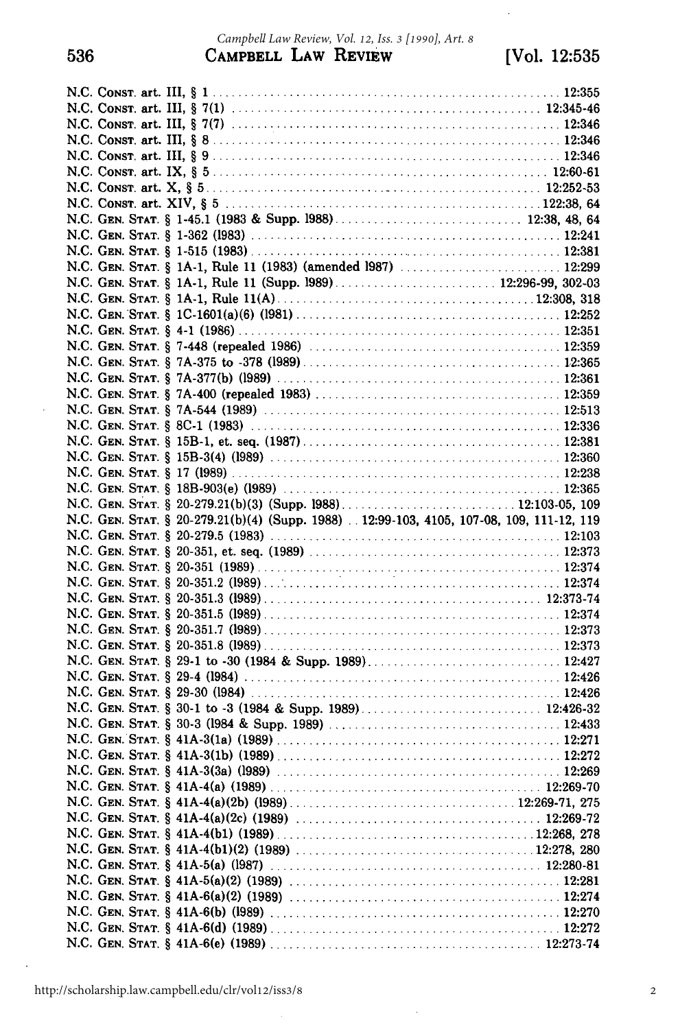N.C. CONST. art. III, § 1 .................................................... 12:355
N.C. CONST. art. III, § 7(1) ................................................ 12:345-46
N.C. CONST. art. III, § 7(7) ................................................ 12:346
N.C. CONST. art. III, § 8 .................................................... 12:346
N.C. CONST. art. III, § 9 .................................................... 12:346
N.C. CONST. art. IX, § 5 ..................................................... 12:60-61
N.C. CONST. art. X, § 5 ...................................................... 12:252-53
N.C. CONST. art. XIV, § 5 ................................................... 122:38, 64
N.C. GEN. STAT. § 1-45.1 (1983 & Supp. 1988) ........................... 12:38, 48, 64
N.C. GEN. STAT. § 1-362 (1983) .......................................... 12:241
N.C. GEN. STAT. § 1-515 (1983) .......................................... 12:381
N.C. GEN. STAT. § 1A-1, Rule 11 (1983) (amended 1987) ................. 12:299
N.C. GEN. STAT. § 1A-1, Rule 11 (Supp. 1989) ..................... 12:296-99, 302-03
N.C. GEN. STAT. § 1A-1, Rule 11(A) ...................................... 12:308, 318
N.C. GEN. STAT. § 1C-1601(a)(6) (1981) ................................... 12:252
N.C. GEN. STAT. § 4-1 (1986) ............................................. 12:351
N.C. GEN. STAT. § 7-448 (repealed 1986) ................................. 12:359
N.C. GEN. STAT. § 7A-375 to -378 (1989) ................................. 12:365
N.C. GEN. STAT. § 7A-377(b) (1989) ...................................... 12:361
N.C. GEN. STAT. § 7A-400 (repealed 1983) ................................ 12:359
N.C. GEN. STAT. § 7A-544 (1989) ......................................... 12:513
N.C. GEN. STAT. § 8C-1 (1983) ........................................... 12:336
N.C. GEN. STAT. § 15B-1, et. seq. (1987) ................................ 12:381
N.C. GEN. STAT. § 15B-3(4) (1989) ....................................... 12:360
N.C. GEN. STAT. § 17 (1989) ............................................. 12:238
N.C. GEN. STAT. § 18B-903(e) (1989) ..................................... 12:365
N.C. GEN. STAT. § 20-279.21(b)(3) (Supp. 1988) ....................... 12:103-05, 109
N.C. GEN. STAT. § 20-279.21(b)(4) (Supp. 1988) .. 12:99-103, 4105, 107-08, 109, 111-12, 119
N.C. GEN. STAT. § 20-279.5 (1983) ....................................... 12:103
N.C. GEN. STAT. § 20-351, et. seq. (1989) ............................... 12:373
N.C. GEN. STAT. § 20-351 (1989) ......................................... 12:374
N.C. GEN. STAT. § 20-351.2 (1989) ....................................... 12:374
N.C. GEN. STAT. § 20-351.3 (1989) ....................................... 12:373-74
N.C. GEN. STAT. § 20-351.5 (1989) ....................................... 12:374
N.C. GEN. STAT. § 20-351.7 (1989) ....................................... 12:373
N.C. GEN. STAT. § 20-351.8 (1989) ....................................... 12:373
N.C. GEN. STAT. § 29-1 to -30 (1984 & Supp. 1989) ..................... 12:427
N.C. GEN. STAT. § 29-4 (1984) ........................................... 12:426
N.C. GEN. STAT. § 29-30 (1984) .......................................... 12:426
N.C. GEN. STAT. § 30-1 to -3 (1984 & Supp. 1989) ...................... 12:426-32
N.C. GEN. STAT. § 30-3 (1984 & Supp. 1989) ............................ 12:433
N.C. GEN. STAT. § 41A-3(1a) (1989) ...................................... 12:271
N.C. GEN. STAT. § 41A-3(1b) (1989) ...................................... 12:272
N.C. GEN. STAT. § 41A-3(3a) (1989) ...................................... 12:269
N.C. GEN. STAT. § 41A-4(a) (1989) ....................................... 12:269-70
N.C. GEN. STAT. § 41A-4(a)(2b) (1989) ................................... 12:269-71, 275
N.C. GEN. STAT. § 41A-4(a)(2c) (1989) ................................... 12:269-72
N.C. GEN. STAT. § 41A-4(b1) (1989) ...................................... 12:268, 278
N.C. GEN. STAT. § 41A-4(b1)(2) (1989) ................................... 12:278, 280
N.C. GEN. STAT. § 41A-5(a) (1987) ....................................... 12:280-81
N.C. GEN. STAT. § 41A-5(a)(2) (1989) .................................... 12:281
N.C. GEN. STAT. § 41A-6(a)(2) (1989) .................................... 12:274
N.C. GEN. STAT. § 41A-6(b) (1989) ....................................... 12:270
N.C. GEN. STAT. § 41A-6(d) (1989) ....................................... 12:272
N.C. GEN. STAT. § 41A-6(e) (1989) ....................................... 12:273-74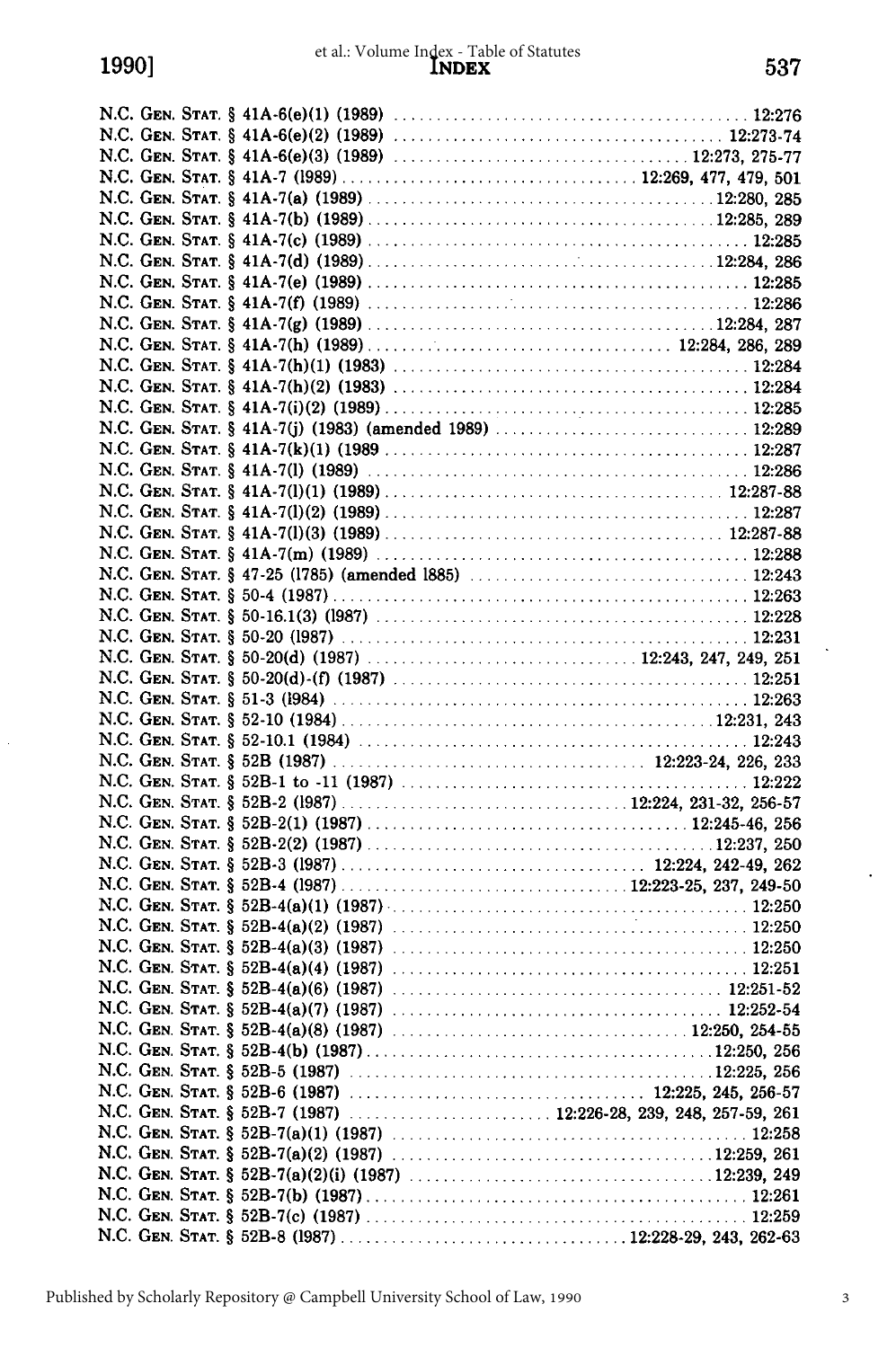N.C. GEN. STAT. § 41A-6(e)(1) (1989) .......................................... 12:276
N.C. GEN. STAT. § 41A-6(e)(2) (1989) ....................................... 12:273-74
N.C. GEN. STAT. § 41A-6(e)(3) (1989) ................................... 12:273, 275-77
N.C. GEN. STAT. § 41A-7 (1989) ................................... 12:269, 477, 479, 501
N.C. GEN. STAT. § 41A-7(a) (1989) ......................................... 12:280, 285
N.C. GEN. STAT. § 41A-7(b) (1989) ......................................... 12:285, 289
N.C. GEN. STAT. § 41A-7(c) (1989) .............................................. 12:285
N.C. GEN. STAT. § 41A-7(d) (1989) ......................................... 12:284, 286
N.C. GEN. STAT. § 41A-7(e) (1989) .............................................. 12:285
N.C. GEN. STAT. § 41A-7(f) (1989) .............................................. 12:286
N.C. GEN. STAT. § 41A-7(g) (1989) ......................................... 12:284, 287
N.C. GEN. STAT. § 41A-7(h) (1989) .................................... 12:284, 286, 289
N.C. GEN. STAT. § 41A-7(h)(1) (1983) .......................................... 12:284
N.C. GEN. STAT. § 41A-7(h)(2) (1983) .......................................... 12:284
N.C. GEN. STAT. § 41A-7(i)(2) (1989) ........................................... 12:285
N.C. GEN. STAT. § 41A-7(j) (1983) (amended 1989) .............................. 12:289
N.C. GEN. STAT. § 41A-7(k)(1) (1989 ............................................ 12:287
N.C. GEN. STAT. § 41A-7(l) (1989) .............................................. 12:286
N.C. GEN. STAT. § 41A-7(l)(1) (1989) ........................................ 12:287-88
N.C. GEN. STAT. § 41A-7(l)(2) (1989) ........................................... 12:287
N.C. GEN. STAT. § 41A-7(l)(3) (1989) ........................................ 12:287-88
N.C. GEN. STAT. § 41A-7(m) (1989) .............................................. 12:288
N.C. GEN. STAT. § 47-25 (1785) (amended 1885) .................................. 12:243
N.C. GEN. STAT. § 50-4 (1987) .................................................. 12:263
N.C. GEN. STAT. § 50-16.1(3) (1987) ............................................ 12:228
N.C. GEN. STAT. § 50-20 (1987) ................................................. 12:231
N.C. GEN. STAT. § 50-20(d) (1987) ................................ 12:243, 247, 249, 251
N.C. GEN. STAT. § 50-20(d)-(f) (1987) .......................................... 12:251
N.C. GEN. STAT. § 51-3 (1984) .................................................. 12:263
N.C. GEN. STAT. § 52-10 (1984) ............................................ 12:231, 243
N.C. GEN. STAT. § 52-10.1 (1984) ............................................... 12:243
N.C. GEN. STAT. § 52B (1987) ..................................... 12:223-24, 226, 233
N.C. GEN. STAT. § 52B-1 to -11 (1987) .......................................... 12:222
N.C. GEN. STAT. § 52B-2 (1987) .................................. 12:224, 231-32, 256-57
N.C. GEN. STAT. § 52B-2(1) (1987) ...................................... 12:245-46, 256
N.C. GEN. STAT. § 52B-2(2) (1987) ......................................... 12:237, 250
N.C. GEN. STAT. § 52B-3 (1987) .................................... 12:224, 242-49, 262
N.C. GEN. STAT. § 52B-4 (1987) ................................. 12:223-25, 237, 249-50
N.C. GEN. STAT. § 52B-4(a)(1) (1987) ........................................... 12:250
N.C. GEN. STAT. § 52B-4(a)(2) (1987) ........................................... 12:250
N.C. GEN. STAT. § 52B-4(a)(3) (1987) ........................................... 12:250
N.C. GEN. STAT. § 52B-4(a)(4) (1987) ........................................... 12:251
N.C. GEN. STAT. § 52B-4(a)(6) (1987) ........................................ 12:251-52
N.C. GEN. STAT. § 52B-4(a)(7) (1987) ........................................ 12:252-54
N.C. GEN. STAT. § 52B-4(a)(8) (1987) ................................... 12:250, 254-55
N.C. GEN. STAT. § 52B-4(b) (1987) ......................................... 12:250, 256
N.C. GEN. STAT. § 52B-5 (1987) ............................................ 12:225, 256
N.C. GEN. STAT. § 52B-6 (1987) .................................... 12:225, 245, 256-57
N.C. GEN. STAT. § 52B-7 (1987) ....................... 12:226-28, 239, 248, 257-59, 261
N.C. GEN. STAT. § 52B-7(a)(1) (1987) ........................................... 12:258
N.C. GEN. STAT. § 52B-7(a)(2) (1987) ...................................... 12:259, 261
N.C. GEN. STAT. § 52B-7(a)(2)(i) (1987) ................................... 12:239, 249
N.C. GEN. STAT. § 52B-7(b) (1987) .............................................. 12:261
N.C. GEN. STAT. § 52B-7(c) (1987) .............................................. 12:259
N.C. GEN. STAT. § 52B-8 (1987) ................................ 12:228-29, 243, 262-63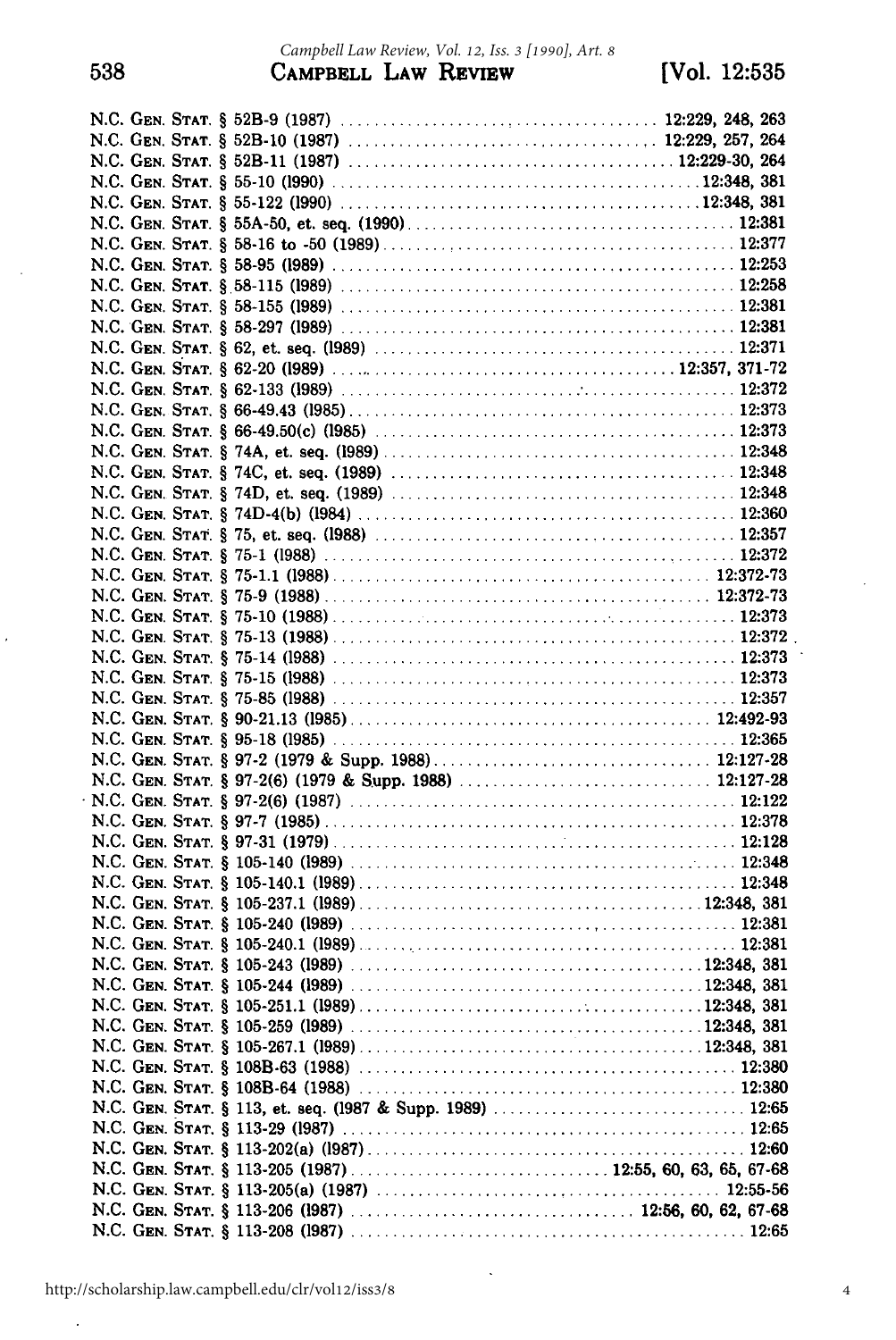N.C. GEN. STAT. § 52B-9 (1987) ..................................... 12:229, 248, 263
N.C. GEN. STAT. § 52B-10 (1987) ..................................... 12:229, 257, 264
N.C. GEN. STAT. § 52B-11 (1987) ..................................... 12:229-30, 264
N.C. GEN. STAT. § 55-10 (1990) ..................................... 12:348, 381
N.C. GEN. STAT. § 55-122 (1990) ..................................... 12:348, 381
N.C. GEN. STAT. § 55A-50, et. seq. (1990) ..................................... 12:381
N.C. GEN. STAT. § 58-16 to -50 (1989) ..................................... 12:377
N.C. GEN. STAT. § 58-95 (1989) ..................................... 12:253
N.C. GEN. STAT. § 58-115 (1989) ..................................... 12:258
N.C. GEN. STAT. § 58-155 (1989) ..................................... 12:381
N.C. GEN. STAT. § 58-297 (1989) ..................................... 12:381
N.C. GEN. STAT. § 62, et. seq. (1989) ..................................... 12:371
N.C. GEN. STAT. § 62-20 (1989) ..................................... 12:357, 371-72
N.C. GEN. STAT. § 62-133 (1989) ..................................... 12:372
N.C. GEN. STAT. § 66-49.43 (1985) ..................................... 12:373
N.C. GEN. STAT. § 66-49.50(c) (1985) ..................................... 12:373
N.C. GEN. STAT. § 74A, et. seq. (1989) ..................................... 12:348
N.C. GEN. STAT. § 74C, et. seq. (1989) ..................................... 12:348
N.C. GEN. STAT. § 74D, et. seq. (1989) ..................................... 12:348
N.C. GEN. STAT. § 74D-4(b) (1984) ..................................... 12:360
N.C. GEN. STAT. § 75, et. seq. (1988) ..................................... 12:357
N.C. GEN. STAT. § 75-1 (1988) ..................................... 12:372
N.C. GEN. STAT. § 75-1.1 (1988) ..................................... 12:372-73
N.C. GEN. STAT. § 75-9 (1988) ..................................... 12:372-73
N.C. GEN. STAT. § 75-10 (1988) ..................................... 12:373
N.C. GEN. STAT. § 75-13 (1988) ..................................... 12:372
N.C. GEN. STAT. § 75-14 (1988) ..................................... 12:373
N.C. GEN. STAT. § 75-15 (1988) ..................................... 12:373
N.C. GEN. STAT. § 75-85 (1988) ..................................... 12:357
N.C. GEN. STAT. § 90-21.13 (1985) ..................................... 12:492-93
N.C. GEN. STAT. § 95-18 (1985) ..................................... 12:365
N.C. GEN. STAT. § 97-2 (1979 & Supp. 1988) ..................................... 12:127-28
N.C. GEN. STAT. § 97-2(6) (1979 & Supp. 1988) ..................................... 12:127-28
N.C. GEN. STAT. § 97-2(6) (1987) ..................................... 12:122
N.C. GEN. STAT. § 97-7 (1985) ..................................... 12:378
N.C. GEN. STAT. § 97-31 (1979) ..................................... 12:128
N.C. GEN. STAT. § 105-140 (1989) ..................................... 12:348
N.C. GEN. STAT. § 105-140.1 (1989) ..................................... 12:348
N.C. GEN. STAT. § 105-237.1 (1989) ..................................... 12:348, 381
N.C. GEN. STAT. § 105-240 (1989) ..................................... 12:381
N.C. GEN. STAT. § 105-240.1 (1989) ..................................... 12:381
N.C. GEN. STAT. § 105-243 (1989) ..................................... 12:348, 381
N.C. GEN. STAT. § 105-244 (1989) ..................................... 12:348, 381
N.C. GEN. STAT. § 105-251.1 (1989) ..................................... 12:348, 381
N.C. GEN. STAT. § 105-259 (1989) ..................................... 12:348, 381
N.C. GEN. STAT. § 105-267.1 (1989) ..................................... 12:348, 381
N.C. GEN. STAT. § 108B-63 (1988) ..................................... 12:380
N.C. GEN. STAT. § 108B-64 (1988) ..................................... 12:380
N.C. GEN. STAT. § 113, et. seq. (1987 & Supp. 1989) ..................................... 12:65
N.C. GEN. STAT. § 113-29 (1987) ..................................... 12:65
N.C. GEN. STAT. § 113-202(a) (1987) ..................................... 12:60
N.C. GEN. STAT. § 113-205 (1987) ..................................... 12:55, 60, 63, 65, 67-68
N.C. GEN. STAT. § 113-205(a) (1987) ..................................... 12:55-56
N.C. GEN. STAT. § 113-206 (1987) ..................................... 12:56, 60, 62, 67-68
N.C. GEN. STAT. § 113-208 (1987) ..................................... 12:65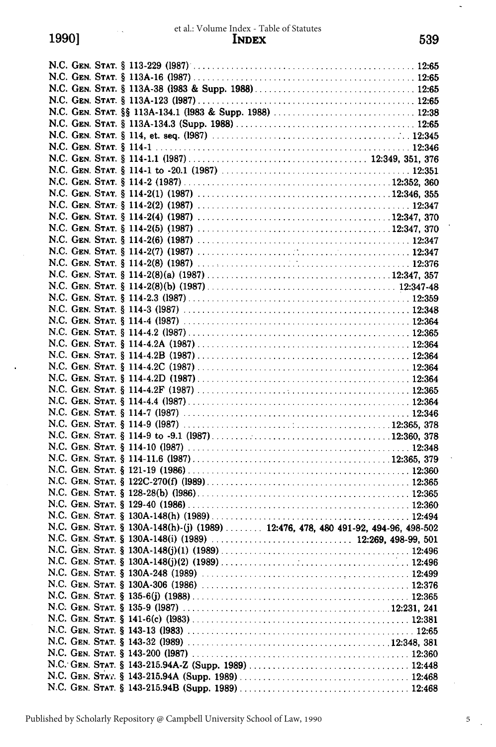N.C. GEN. STAT. § 113-229 (1987) ............................................. 12:65
N.C. GEN. STAT. § 113A-16 (1987) ............................................. 12:65
N.C. GEN. STAT. § 113A-38 (1983 & Supp. 1988) ............................................. 12:65
N.C. GEN. STAT. § 113A-123 (1987) ............................................. 12:65
N.C. GEN. STAT. §§ 113A-134.1 (1983 & Supp. 1988) ............................................. 12:38
N.C. GEN. STAT. § 113A-134.3 (Supp. 1988) ............................................. 12:65
N.C. GEN. STAT. § 114, et. seq. (1987) ............................................. 12:345
N.C. GEN. STAT. § 114-1 ............................................. 12:346
N.C. GEN. STAT. § 114-1.1 (1987) ............................................. 12:349, 351, 376
N.C. GEN. STAT. § 114-1 to -20.1 (1987) ............................................. 12:351
N.C. GEN. STAT. § 114-2 (1987) ............................................. 12:352, 360
N.C. GEN. STAT. § 114-2(1) (1987) ............................................. 12:346, 355
N.C. GEN. STAT. § 114-2(2) (1987) ............................................. 12:347
N.C. GEN. STAT. § 114-2(4) (1987) ............................................. 12:347, 370
N.C. GEN. STAT. § 114-2(5) (1987) ............................................. 12:347, 370
N.C. GEN. STAT. § 114-2(6) (1987) ............................................. 12:347
N.C. GEN. STAT. § 114-2(7) (1987) ............................................. 12:347
N.C. GEN. STAT. § 114-2(8) (1987) ............................................. 12:376
N.C. GEN. STAT. § 114-2(8)(a) (1987) ............................................. 12:347, 357
N.C. GEN. STAT. § 114-2(8)(b) (1987) ............................................. 12:347-48
N.C. GEN. STAT. § 114-2.3 (1987) ............................................. 12:359
N.C. GEN. STAT. § 114-3 (1987) ............................................. 12:348
N.C. GEN. STAT. § 114-4 (1987) ............................................. 12:364
N.C. GEN. STAT. § 114-4.2 (1987) ............................................. 12:365
N.C. GEN. STAT. § 114-4.2A (1987) ............................................. 12:364
N.C. GEN. STAT. § 114-4.2B (1987) ............................................. 12:364
N.C. GEN. STAT. § 114-4.2C (1987) ............................................. 12:364
N.C. GEN. STAT. § 114-4.2D (1987) ............................................. 12:364
N.C. GEN. STAT. § 114-4.2F (1987) ............................................. 12:365
N.C. GEN. STAT. § 114-4.4 (1987) ............................................. 12:364
N.C. GEN. STAT. § 114-7 (1987) ............................................. 12:346
N.C. GEN. STAT. § 114-9 (1987) ............................................. 12:365, 378
N.C. GEN. STAT. § 114-9 to -9.1 (1987) ............................................. 12:360, 378
N.C. GEN. STAT. § 114-10 (1987) ............................................. 12:348
N.C. GEN. STAT. § 114-11.6 (1987) ............................................. 12:365, 379
N.C. GEN. STAT. § 121-19 (1986) ............................................. 12:360
N.C. GEN. STAT. § 122C-270(f) (1989) ............................................. 12:365
N.C. GEN. STAT. § 128-28(b) (1986) ............................................. 12:365
N.C. GEN. STAT. § 129-40 (1986) ............................................. 12:360
N.C. GEN. STAT. § 130A-148(h) (1989) ............................................. 12:494
N.C. GEN. STAT. § 130A-148(h)-(j) (1989) ........ 12:476, 478, 480 491-92, 494-96, 498-502
N.C. GEN. STAT. § 130A-148(i) (1989) ............................................. 12:269, 498-99, 501
N.C. GEN. STAT. § 130A-148(j)(1) (1989) ............................................. 12:496
N.C. GEN. STAT. § 130A-148(j)(2) (1989) ............................................. 12:496
N.C. GEN. STAT. § 130A-248 (1989) ............................................. 12:499
N.C. GEN. STAT. § 130A-306 (1986) ............................................. 12:376
N.C. GEN. STAT. § 135-6(j) (1988) ............................................. 12:365
N.C. GEN. STAT. § 135-9 (1987) ............................................. 12:231, 241
N.C. GEN. STAT. § 141-6(c) (1983) ............................................. 12:381
N.C. GEN. STAT. § 143-13 (1983) ............................................. 12:65
N.C. GEN. STAT. § 143-32 (1989) ............................................. 12:348, 381
N.C. GEN. STAT. § 143-200 (1987) ............................................. 12:360
N.C. GEN. STAT. § 143-215.94A-Z (Supp. 1989) ............................................. 12:448
N.C. GEN. STAT. § 143-215.94A (Supp. 1989) ............................................. 12:468
N.C. GEN. STAT. § 143-215.94B (Supp. 1989) ............................................. 12:468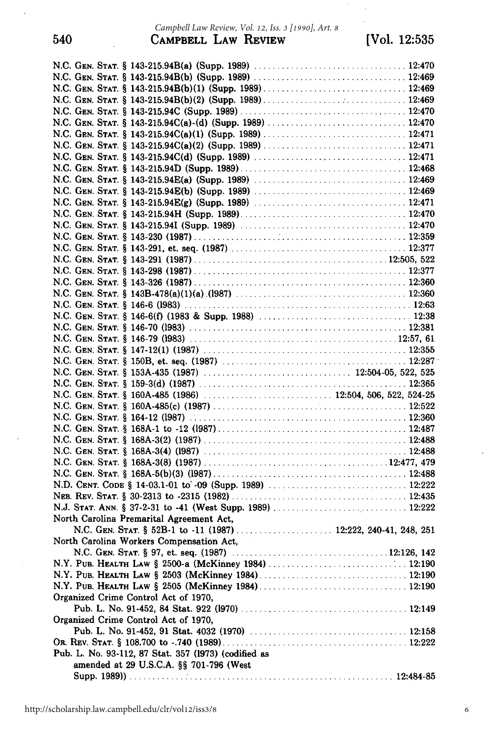N.C. GEN. STAT. § 143-215.94B(a) (Supp. 1989) .................................. 12:470
N.C. GEN. STAT. § 143-215.94B(b) (Supp. 1989) .................................. 12:469
N.C. GEN. STAT. § 143-215.94B(b)(1) (Supp. 1989) .................................. 12:469
N.C. GEN. STAT. § 143-215.94B(b)(2) (Supp. 1989) .................................. 12:469
N.C. GEN. STAT. § 143-215.94C (Supp. 1989) .................................. 12:470
N.C. GEN. STAT. § 143-215.94C(a)-(d) (Supp. 1989) .................................. 12:470
N.C. GEN. STAT. § 143-215.94C(a)(1) (Supp. 1989) .................................. 12:471
N.C. GEN. STAT. § 143-215.94C(a)(2) (Supp. 1989) .................................. 12:471
N.C. GEN. STAT. § 143-215.94C(d) (Supp. 1989) .................................. 12:471
N.C. GEN. STAT. § 143-215.94D (Supp. 1989) .................................. 12:468
N.C. GEN. STAT. § 143-215.94E(a) (Supp. 1989) .................................. 12:469
N.C. GEN. STAT. § 143-215.94E(b) (Supp. 1989) .................................. 12:469
N.C. GEN. STAT. § 143-215.94E(g) (Supp. 1989) .................................. 12:471
N.C. GEN. STAT. § 143-215.94H (Supp. 1989) .................................. 12:470
N.C. GEN. STAT. § 143-215.94I (Supp. 1989) .................................. 12:470
N.C. GEN. STAT. § 143-230 (1987) .................................. 12:359
N.C. GEN. STAT. § 143-291, et. seq. (1987) .................................. 12:377
N.C. GEN. STAT. § 143-291 (1987) .................................. 12:505, 522
N.C. GEN. STAT. § 143-298 (1987) .................................. 12:377
N.C. GEN. STAT. § 143-326 (1987) .................................. 12:360
N.C. GEN. STAT. § 143B-478(a)(1)(a) (1987) .................................. 12:360
N.C. GEN. STAT. § 146-6 (1983) .................................. 12:63
N.C. GEN. STAT. § 146-6(f) (1983 & Supp. 1988) .................................. 12:38
N.C. GEN. STAT. § 146-70 (1983) .................................. 12:381
N.C. GEN. STAT. § 146-79 (1983) .................................. 12:57, 61
N.C. GEN. STAT. § 147-12(1) (1987) .................................. 12:355
N.C. GEN. STAT. § 150B, et. seq. (1987) .................................. 12:287
N.C. GEN. STAT. § 153A-435 (1987) .................................. 12:504-05, 522, 525
N.C. GEN. STAT. § 159-3(d) (1987) .................................. 12:365
N.C. GEN. STAT. § 160A-485 (1986) .................................. 12:504, 506, 522, 524-25
N.C. GEN. STAT. § 160A-485(c) (1987) .................................. 12:522
N.C. GEN. STAT. § 164-12 (1987) .................................. 12:360
N.C. GEN. STAT. § 168A-1 to -12 (1987) .................................. 12:487
N.C. GEN. STAT. § 168A-3(2) (1987) .................................. 12:488
N.C. GEN. STAT. § 168A-3(4) (1987) .................................. 12:488
N.C. GEN. STAT. § 168A-3(8) (1987) .................................. 12:477, 479
N.C. GEN. STAT. § 168A-5(b)(3) (1987) .................................. 12:488
N.D. CENT. CODE § 14-03.1-01 to -09 (Supp. 1989) .................................. 12:222
NEB. REV. STAT. § 30-2313 to -2315 (1982) .................................. 12:435
N.J. STAT. ANN. § 37-2-31 to -41 (West Supp. 1989) .................................. 12:222
North Carolina Premarital Agreement Act,
  N.C. GEN. STAT. § 52B-1 to -11 (1987) .................................. 12:222, 240-41, 248, 251
North Carolina Workers Compensation Act,
  N.C. GEN. STAT. § 97, et. seq. (1987) .................................. 12:126, 142
N.Y. PUB. HEALTH LAW § 2500-a (McKinney 1984) .................................. 12:190
N.Y. PUB. HEALTH LAW § 2503 (McKinney 1984) .................................. 12:190
N.Y. PUB. HEALTH LAW § 2505 (McKinney 1984) .................................. 12:190
Organized Crime Control Act of 1970,
  Pub. L. No. 91-452, 84 Stat. 922 (1970) .................................. 12:149
Organized Crime Control Act of 1970,
  Pub. L. No. 91-452, 91 Stat. 4032 (1970) .................................. 12:158
OR. REV. STAT. § 108.700 to -.740 (1989) .................................. 12:222
Pub. L. No. 93-112, 87 Stat. 357 (1973) (codified as
  amended at 29 U.S.C.A. §§ 701-796 (West
  Supp. 1989)) .................................. 12:484-85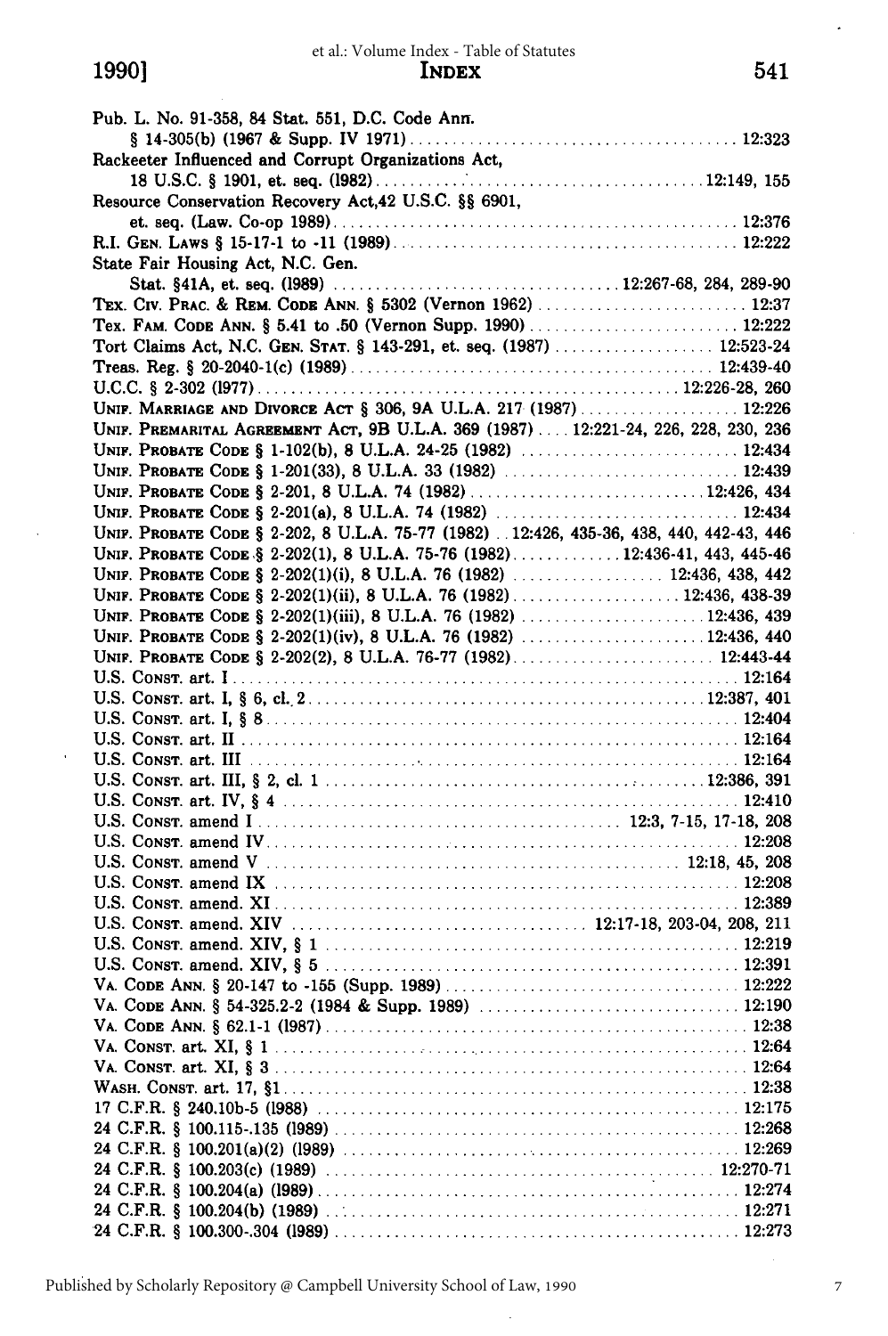Pub. L. No. 91-358, 84 Stat. 551, D.C. Code Ann. § 14-305(b) (1967 & Supp. IV 1971) .......... 12:323

Rackeeter Influenced and Corrupt Organizations Act, 18 U.S.C. § 1901, et. seq. (1982) .......... 12:149, 155

Resource Conservation Recovery Act,42 U.S.C. §§ 6901, et. seq. (Law. Co-op 1989) .......... 12:376

R.I. Gen. Laws § 15-17-1 to -11 (1989) .......... 12:222

State Fair Housing Act, N.C. Gen. Stat. §41A, et. seq. (1989) .......... 12:267-68, 284, 289-90

Tex. Civ. Prac. & Rem. Code Ann. § 5302 (Vernon 1962) .......... 12:37

Tex. Fam. Code Ann. § 5.41 to .50 (Vernon Supp. 1990) .......... 12:222

Tort Claims Act, N.C. Gen. Stat. § 143-291, et. seq. (1987) .......... 12:523-24

Treas. Reg. § 20-2040-1(c) (1989) .......... 12:439-40

U.C.C. § 2-302 (1977) .......... 12:226-28, 260

Unif. Marriage and Divorce Act § 306, 9A U.L.A. 217 (1987) .......... 12:226

Unif. Premarital Agreement Act, 9B U.L.A. 369 (1987) .......... 12:221-24, 226, 228, 230, 236

Unif. Probate Code § 1-102(b), 8 U.L.A. 24-25 (1982) .......... 12:434

Unif. Probate Code § 1-201(33), 8 U.L.A. 33 (1982) .......... 12:439

Unif. Probate Code § 2-201, 8 U.L.A. 74 (1982) .......... 12:426, 434

Unif. Probate Code § 2-201(a), 8 U.L.A. 74 (1982) .......... 12:434

Unif. Probate Code § 2-202, 8 U.L.A. 75-77 (1982) .......... 12:426, 435-36, 438, 440, 442-43, 446

Unif. Probate Code § 2-202(1), 8 U.L.A. 75-76 (1982) .......... 12:436-41, 443, 445-46

Unif. Probate Code § 2-202(1)(i), 8 U.L.A. 76 (1982) .......... 12:436, 438, 442

Unif. Probate Code § 2-202(1)(ii), 8 U.L.A. 76 (1982) .......... 12:436, 438-39

Unif. Probate Code § 2-202(1)(iii), 8 U.L.A. 76 (1982) .......... 12:436, 439

Unif. Probate Code § 2-202(1)(iv), 8 U.L.A. 76 (1982) .......... 12:436, 440

Unif. Probate Code § 2-202(2), 8 U.L.A. 76-77 (1982) .......... 12:443-44

U.S. Const. art. I .......... 12:164

U.S. Const. art. I, § 6, cl. 2 .......... 12:387, 401

U.S. Const. art. I, § 8 .......... 12:404

U.S. Const. art. II .......... 12:164

U.S. Const. art. III .......... 12:164

U.S. Const. art. III, § 2, cl. 1 .......... 12:386, 391

U.S. Const. art. IV, § 4 .......... 12:410

U.S. Const. amend I .......... 12:3, 7-15, 17-18, 208

U.S. Const. amend IV .......... 12:208

U.S. Const. amend V .......... 12:18, 45, 208

U.S. Const. amend IX .......... 12:208

U.S. Const. amend. XI .......... 12:389

U.S. Const. amend. XIV .......... 12:17-18, 203-04, 208, 211

U.S. Const. amend. XIV, § 1 .......... 12:219

U.S. Const. amend. XIV, § 5 .......... 12:391

Va. Code Ann. § 20-147 to -155 (Supp. 1989) .......... 12:222

Va. Code Ann. § 54-325.2-2 (1984 & Supp. 1989) .......... 12:190

Va. Code Ann. § 62.1-1 (1987) .......... 12:38

Va. Const. art. XI, § 1 .......... 12:64

Va. Const. art. XI, § 3 .......... 12:64

Wash. Const. art. 17, §1 .......... 12:38

17 C.F.R. § 240.10b-5 (1988) .......... 12:175

24 C.F.R. § 100.115-.135 (1989) .......... 12:268

24 C.F.R. § 100.201(a)(2) (1989) .......... 12:269

24 C.F.R. § 100.203(c) (1989) .......... 12:270-71

24 C.F.R. § 100.204(a) (1989) .......... 12:274

24 C.F.R. § 100.204(b) (1989) .......... 12:271

24 C.F.R. § 100.300-.304 (1989) .......... 12:273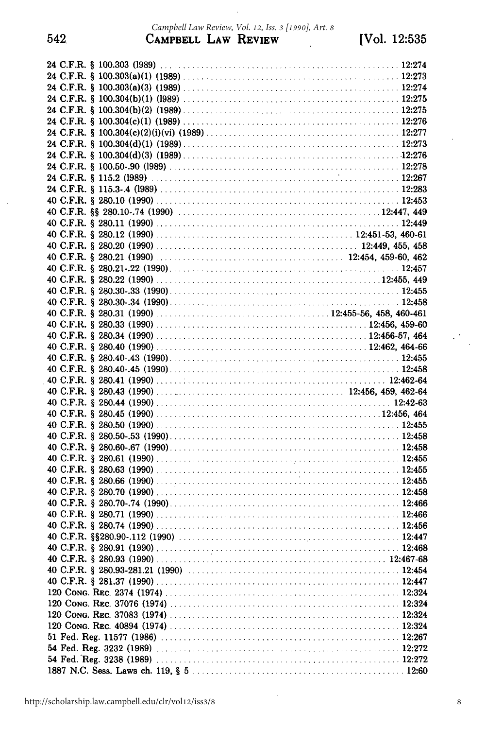24 C.F.R. § 100.303 (1989) ........ 12:274
24 C.F.R. § 100.303(a)(1) (1989) ........ 12:273
24 C.F.R. § 100.303(a)(3) (1989) ........ 12:274
24 C.F.R. § 100.304(b)(1) (1989) ........ 12:275
24 C.F.R. § 100.304(b)(2) (1989) ........ 12:275
24 C.F.R. § 100.304(c)(1) (1989) ........ 12:276
24 C.F.R. § 100.304(c)(2)(i)(vi) (1989) ........ 12:277
24 C.F.R. § 100.304(d)(1) (1989) ........ 12:273
24 C.F.R. § 100.304(d)(3) (1989) ........ 12:276
24 C.F.R. § 100.50-.90 (1989) ........ 12:278
24 C.F.R. § 115.2 (1989) ........ 12:267
24 C.F.R. § 115.3-.4 (1989) ........ 12:283
40 C.F.R. § 280.10 (1990) ........ 12:453
40 C.F.R. §§ 280.10-.74 (1990) ........ 12:447, 449
40 C.F.R. § 280.11 (1990) ........ 12:449
40 C.F.R. § 280.12 (1990) ........ 12:451-53, 460-61
40 C.F.R. § 280.20 (1990) ........ 12:449, 455, 458
40 C.F.R. § 280.21 (1990) ........ 12:454, 459-60, 462
40 C.F.R. § 280.21-.22 (1990) ........ 12:457
40 C.F.R. § 280.22 (1990) ........ 12:455, 449
40 C.F.R. § 280.30-.33 (1990) ........ 12:455
40 C.F.R. § 280.30-.34 (1990) ........ 12:458
40 C.F.R. § 280.31 (1990) ........ 12:455-56, 458, 460-461
40 C.F.R. § 280.33 (1990) ........ 12:456, 459-60
40 C.F.R. § 280.34 (1990) ........ 12:456-57, 464
40 C.F.R. § 280.40 (1990) ........ 12:462, 464-66
40 C.F.R. § 280.40-.43 (1990) ........ 12:455
40 C.F.R. § 280.40-.45 (1990) ........ 12:458
40 C.F.R. § 280.41 (1990) ........ 12:462-64
40 C.F.R. § 280.43 (1990) ........ 12:456, 459, 462-64
40 C.F.R. § 280.44 (1990) ........ 12:42-63
40 C.F.R. § 280.45 (1990) ........ 12:456, 464
40 C.F.R. § 280.50 (1990) ........ 12:455
40 C.F.R. § 280.50-.53 (1990) ........ 12:458
40 C.F.R. § 280.60-.67 (1990) ........ 12:458
40 C.F.R. § 280.61 (1990) ........ 12:455
40 C.F.R. § 280.63 (1990) ........ 12:455
40 C.F.R. § 280.66 (1990) ........ 12:455
40 C.F.R. § 280.70 (1990) ........ 12:458
40 C.F.R. § 280.70-.74 (1990) ........ 12:466
40 C.F.R. § 280.71 (1990) ........ 12:466
40 C.F.R. § 280.74 (1990) ........ 12:456
40 C.F.R. §§280.90-.112 (1990) ........ 12:447
40 C.F.R. § 280.91 (1990) ........ 12:468
40 C.F.R. § 280.93 (1990) ........ 12:467-68
40 C.F.R. § 280.93-281.21 (1990) ........ 12:454
40 C.F.R. § 281.37 (1990) ........ 12:447
120 CONG. REC. 2374 (1974) ........ 12:324
120 CONG. REC. 37076 (1974) ........ 12:324
120 CONG. REC. 37083 (1974) ........ 12:324
120 CONG. REC. 40894 (1974) ........ 12:324
51 Fed. Reg. 11577 (1986) ........ 12:267
54 Fed. Reg. 3232 (1989) ........ 12:272
54 Fed. Reg. 3238 (1989) ........ 12:272
1887 N.C. Sess. Laws ch. 119, § 5 ........ 12:60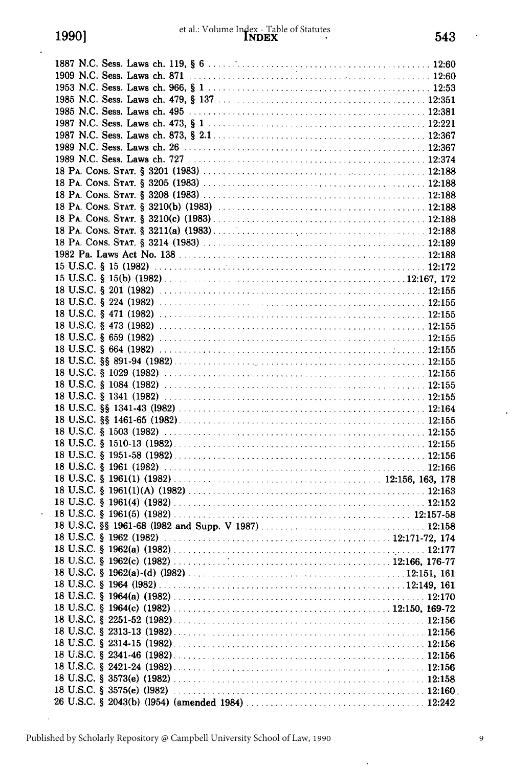| | |
|---|---|
| 1887 N.C. Sess. Laws ch. 119, § 6 | 12:60 |
| 1909 N.C. Sess. Laws ch. 871 | 12:60 |
| 1953 N.C. Sess. Laws ch. 966, § 1 | 12:53 |
| 1985 N.C. Sess. Laws ch. 479, § 137 | 12:351 |
| 1985 N.C. Sess. Laws ch. 495 | 12:381 |
| 1987 N.C. Sess. Laws ch. 473, § 1 | 12:221 |
| 1987 N.C. Sess. Laws ch. 873, § 2.1 | 12:367 |
| 1989 N.C. Sess. Laws ch. 26 | 12:367 |
| 1989 N.C. Sess. Laws ch. 727 | 12:374 |
| 18 PA. CONS. STAT. § 3201 (1983) | 12:188 |
| 18 PA. CONS. STAT. § 3205 (1983) | 12:188 |
| 18 PA. CONS. STAT. § 3208 (1983) | 12:188 |
| 18 PA. CONS. STAT. § 3210(b) (1983) | 12:188 |
| 18 PA. CONS. STAT. § 3210(c) (1983) | 12:188 |
| 18 PA. CONS. STAT. § 3211(a) (1983) | 12:188 |
| 18 PA. CONS. STAT. § 3214 (1983) | 12:189 |
| 1982 Pa. Laws Act No. 138 | 12:188 |
| 15 U.S.C. § 15 (1982) | 12:172 |
| 15 U.S.C. § 15(b) (1982) | 12:167, 172 |
| 18 U.S.C. § 201 (1982) | 12:155 |
| 18 U.S.C. § 224 (1982) | 12:155 |
| 18 U.S.C. § 471 (1982) | 12:155 |
| 18 U.S.C. § 473 (1982) | 12:155 |
| 18 U.S.C. § 659 (1982) | 12:155 |
| 18 U.S.C. § 664 (1982) | 12:155 |
| 18 U.S.C. §§ 891-94 (1982) | 12:155 |
| 18 U.S.C. § 1029 (1982) | 12:155 |
| 18 U.S.C. § 1084 (1982) | 12:155 |
| 18 U.S.C. § 1341 (1982) | 12:155 |
| 18 U.S.C. §§ 1341-43 (1982) | 12:164 |
| 18 U.S.C. §§ 1461-65 (1982) | 12:155 |
| 18 U.S.C. § 1503 (1982) | 12:155 |
| 18 U.S.C. § 1510-13 (1982) | 12:155 |
| 18 U.S.C. § 1951-58 (1982) | 12:156 |
| 18 U.S.C. § 1961 (1982) | 12:166 |
| 18 U.S.C. § 1961(1) (1982) | 12:156, 163, 178 |
| 18 U.S.C. § 1961(1)(A) (1982) | 12:163 |
| 18 U.S.C. § 1961(4) (1982) | 12:152 |
| 18 U.S.C. § 1961(5) (1982) | 12:157-58 |
| 18 U.S.C. §§ 1961-68 (1982 and Supp. V 1987) | 12:158 |
| 18 U.S.C. § 1962 (1982) | 12:171-72, 174 |
| 18 U.S.C. § 1962(a) (1982) | 12:177 |
| 18 U.S.C. § 1962(c) (1982) | 12:166, 176-77 |
| 18 U.S.C. § 1962(a)-(d) (1982) | 12:151, 161 |
| 18 U.S.C. § 1964 (1982) | 12:149, 161 |
| 18 U.S.C. § 1964(a) (1982) | 12:170 |
| 18 U.S.C. § 1964(c) (1982) | 12:150, 169-72 |
| 18 U.S.C. § 2251-52 (1982) | 12:156 |
| 18 U.S.C. § 2313-13 (1982) | 12:156 |
| 18 U.S.C. § 2314-15 (1982) | 12:156 |
| 18 U.S.C. § 2341-46 (1982) | 12:156 |
| 18 U.S.C. § 2421-24 (1982) | 12:156 |
| 18 U.S.C. § 3573(e) (1982) | 12:158 |
| 18 U.S.C. § 3575(e) (1982) | 12:160 |
| 26 U.S.C. § 2043(b) (1954) (amended 1984) | 12:242 |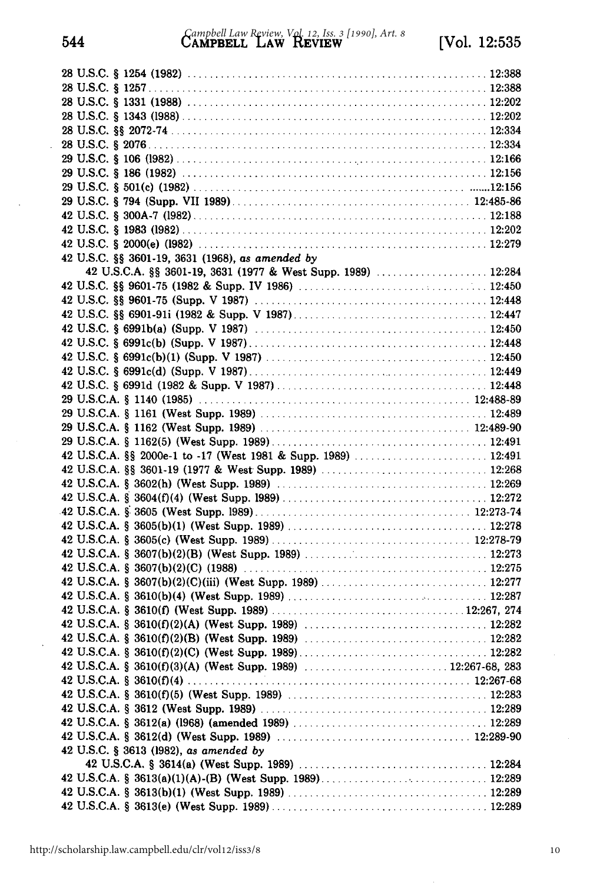28 U.S.C. § 1254 (1982) ........ 12:388
28 U.S.C. § 1257 ........ 12:388
28 U.S.C. § 1331 (1988) ........ 12:202
28 U.S.C. § 1343 (1988) ........ 12:202
28 U.S.C. §§ 2072-74 ........ 12:334
28 U.S.C. § 2076 ........ 12:334
29 U.S.C. § 106 (1982) ........ 12:166
29 U.S.C. § 186 (1982) ........ 12:156
29 U.S.C. § 501(c) (1982) ........ 12:156
29 U.S.C. § 794 (Supp. VII 1989) ........ 12:485-86
42 U.S.C. § 300A-7 (1982) ........ 12:188
42 U.S.C. § 1983 (1982) ........ 12:202
42 U.S.C. § 2000(e) (1982) ........ 12:279
42 U.S.C. §§ 3601-19, 3631 (1968), *as amended by*
  42 U.S.C.A. §§ 3601-19, 3631 (1977 & West Supp. 1989) ........ 12:284
42 U.S.C. §§ 9601-75 (1982 & Supp. IV 1986) ........ 12:450
42 U.S.C. §§ 9601-75 (Supp. V 1987) ........ 12:448
42 U.S.C. §§ 6901-91i (1982 & Supp. V 1987) ........ 12:447
42 U.S.C. § 6991b(a) (Supp. V 1987) ........ 12:450
42 U.S.C. § 6991c(b) (Supp. V 1987) ........ 12:448
42 U.S.C. § 6991c(b)(1) (Supp. V 1987) ........ 12:450
42 U.S.C. § 6991c(d) (Supp. V 1987) ........ 12:449
42 U.S.C. § 6991d (1982 & Supp. V 1987) ........ 12:448
29 U.S.C.A. § 1140 (1985) ........ 12:488-89
29 U.S.C.A. § 1161 (West Supp. 1989) ........ 12:489
29 U.S.C.A. § 1162 (West Supp. 1989) ........ 12:489-90
29 U.S.C.A. § 1162(5) (West Supp. 1989) ........ 12:491
42 U.S.C.A. §§ 2000e-1 to -17 (West 1981 & Supp. 1989) ........ 12:491
42 U.S.C.A. §§ 3601-19 (1977 & West Supp. 1989) ........ 12:268
42 U.S.C.A. § 3602(h) (West Supp. 1989) ........ 12:269
42 U.S.C.A. § 3604(f)(4) (West Supp. 1989) ........ 12:272
42 U.S.C.A. § 3605 (West Supp. 1989) ........ 12:273-74
42 U.S.C.A. § 3605(b)(1) (West Supp. 1989) ........ 12:278
42 U.S.C.A. § 3605(c) (West Supp. 1989) ........ 12:278-79
42 U.S.C.A. § 3607(b)(2)(B) (West Supp. 1989) ........ 12:273
42 U.S.C.A. § 3607(b)(2)(C) (1988) ........ 12:275
42 U.S.C.A. § 3607(b)(2)(C)(iii) (West Supp. 1989) ........ 12:277
42 U.S.C.A. § 3610(b)(4) (West Supp. 1989) ........ 12:287
42 U.S.C.A. § 3610(f) (West Supp. 1989) ........ 12:267, 274
42 U.S.C.A. § 3610(f)(2)(A) (West Supp. 1989) ........ 12:282
42 U.S.C.A. § 3610(f)(2)(B) (West Supp. 1989) ........ 12:282
42 U.S.C.A. § 3610(f)(2)(C) (West Supp. 1989) ........ 12:282
42 U.S.C.A. § 3610(f)(3)(A) (West Supp. 1989) ........ 12:267-68, 283
42 U.S.C.A. § 3610(f)(4) ........ 12:267-68
42 U.S.C.A. § 3610(f)(5) (West Supp. 1989) ........ 12:283
42 U.S.C.A. § 3612 (West Supp. 1989) ........ 12:289
42 U.S.C.A. § 3612(a) (1968) (amended 1989) ........ 12:289
42 U.S.C.A. § 3612(d) (West Supp. 1989) ........ 12:289-90
42 U.S.C. § 3613 (1982), *as amended by*
  42 U.S.C.A. § 3614(a) (West Supp. 1989) ........ 12:284
42 U.S.C.A. § 3613(a)(1)(A)-(B) (West Supp. 1989) ........ 12:289
42 U.S.C.A. § 3613(b)(1) (West Supp. 1989) ........ 12:289
42 U.S.C.A. § 3613(e) (West Supp. 1989) ........ 12:289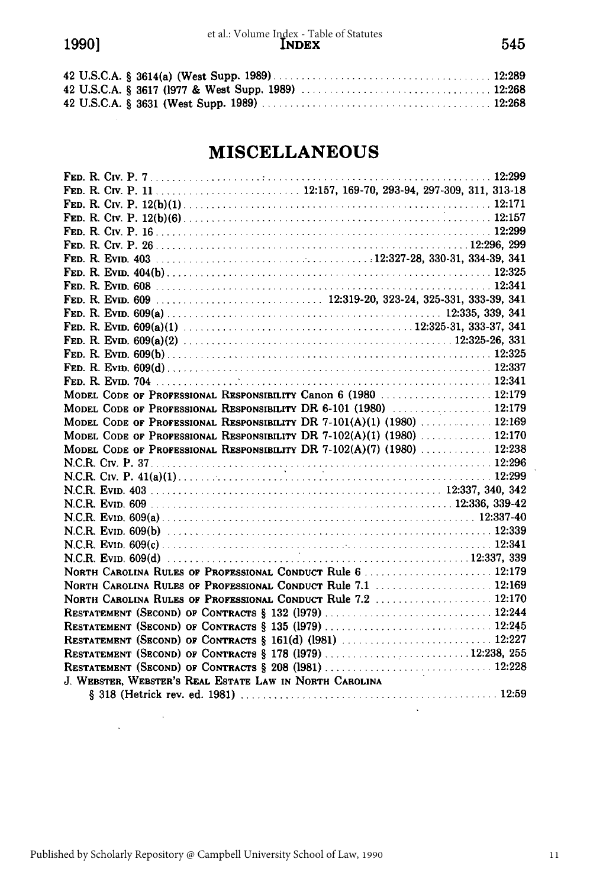42 U.S.C.A. § 3614(a) (West Supp. 1989) . . . . . . . . . . . . . . . . . . . . . . . . . . . . . . . . . . . . . . 12:289
42 U.S.C.A. § 3617 (1977 & West Supp. 1989) . . . . . . . . . . . . . . . . . . . . . . . . . . . . . . . . . 12:268
42 U.S.C.A. § 3631 (West Supp. 1989) . . . . . . . . . . . . . . . . . . . . . . . . . . . . . . . . . . . . . . . 12:268

## MISCELLANEOUS

FED. R. CIV. P. 7 . . . . . . . . . . . . . . . . . . . . . . . . . . . . . . . . . . . . . . . . . . . . . . . . . . . . . . 12:299
FED. R. CIV. P. 11 . . . . . . . . . . . . . . . . . . . . . . . . 12:157, 169-70, 293-94, 297-309, 311, 313-18
FED. R. CIV. P. 12(b)(1) . . . . . . . . . . . . . . . . . . . . . . . . . . . . . . . . . . . . . . . . . . . . . . . . . . 12:171
FED. R. CIV. P. 12(b)(6) . . . . . . . . . . . . . . . . . . . . . . . . . . . . . . . . . . . . . . . . . . . . . . . . . . 12:157
FED. R. CIV. P. 16 . . . . . . . . . . . . . . . . . . . . . . . . . . . . . . . . . . . . . . . . . . . . . . . . . . . . . 12:299
FED. R. CIV. P. 26 . . . . . . . . . . . . . . . . . . . . . . . . . . . . . . . . . . . . . . . . . . . . . . . . . 12:296, 299
FED. R. EVID. 403 . . . . . . . . . . . . . . . . . . . . . . . . . . . . . . . . . . 12:327-28, 330-31, 334-39, 341
FED. R. EVID. 404(b) . . . . . . . . . . . . . . . . . . . . . . . . . . . . . . . . . . . . . . . . . . . . . . . . . . . . 12:325
FED. R. EVID. 608 . . . . . . . . . . . . . . . . . . . . . . . . . . . . . . . . . . . . . . . . . . . . . . . . . . . . . . 12:341
FED. R. EVID. 609 . . . . . . . . . . . . . . . . . . . . . . . . . . . . 12:319-20, 323-24, 325-331, 333-39, 341
FED. R. EVID. 609(a) . . . . . . . . . . . . . . . . . . . . . . . . . . . . . . . . . . . . . . . . . . . . 12:335, 339, 341
FED. R. EVID. 609(a)(1) . . . . . . . . . . . . . . . . . . . . . . . . . . . . . . . . . . . . . . . 12:325-31, 333-37, 341
FED. R. EVID. 609(a)(2) . . . . . . . . . . . . . . . . . . . . . . . . . . . . . . . . . . . . . . . . . . . . . . 12:325-26, 331
FED. R. EVID. 609(b) . . . . . . . . . . . . . . . . . . . . . . . . . . . . . . . . . . . . . . . . . . . . . . . . . . . . 12:325
FED. R. EVID. 609(d) . . . . . . . . . . . . . . . . . . . . . . . . . . . . . . . . . . . . . . . . . . . . . . . . . . . . 12:337
FED. R. EVID. 704 . . . . . . . . . . . . . . . . . . . . . . . . . . . . . . . . . . . . . . . . . . . . . . . . . . . . . . 12:341
MODEL CODE OF PROFESSIONAL RESPONSIBILITY Canon 6 (1980 . . . . . . . . . . . . . . . . . . . . 12:179
MODEL CODE OF PROFESSIONAL RESPONSIBILITY DR 6-101 (1980) . . . . . . . . . . . . . . . . . . 12:179
MODEL CODE OF PROFESSIONAL RESPONSIBILITY DR 7-101(A)(1) (1980) . . . . . . . . . . . . . 12:169
MODEL CODE OF PROFESSIONAL RESPONSIBILITY DR 7-102(A)(1) (1980) . . . . . . . . . . . . . 12:170
MODEL CODE OF PROFESSIONAL RESPONSIBILITY DR 7-102(A)(7) (1980) . . . . . . . . . . . . . 12:238
N.C.R. CIV. P. 37 . . . . . . . . . . . . . . . . . . . . . . . . . . . . . . . . . . . . . . . . . . . . . . . . . . . . . . 12:296
N.C.R. CIV. P. 41(a)(1) . . . . . . . . . . . . . . . . . . . . . . . . . . . . . . . . . . . . . . . . . . . . . . . . . . 12:299
N.C.R. EVID. 403 . . . . . . . . . . . . . . . . . . . . . . . . . . . . . . . . . . . . . . . . . . . . . . . 12:337, 340, 342
N.C.R. EVID. 609 . . . . . . . . . . . . . . . . . . . . . . . . . . . . . . . . . . . . . . . . . . . . . . . . . 12:336, 339-42
N.C.R. EVID. 609(a) . . . . . . . . . . . . . . . . . . . . . . . . . . . . . . . . . . . . . . . . . . . . . . . . . . . 12:337-40
N.C.R. EVID. 609(b) . . . . . . . . . . . . . . . . . . . . . . . . . . . . . . . . . . . . . . . . . . . . . . . . . . . . . 12:339
N.C.R. EVID. 609(c) . . . . . . . . . . . . . . . . . . . . . . . . . . . . . . . . . . . . . . . . . . . . . . . . . . . . . 12:341
N.C.R. EVID. 609(d) . . . . . . . . . . . . . . . . . . . . . . . . . . . . . . . . . . . . . . . . . . . . . . . . . 12:337, 339
NORTH CAROLINA RULES OF PROFESSIONAL CONDUCT Rule 6 . . . . . . . . . . . . . . . . . . . . . . . 12:179
NORTH CAROLINA RULES OF PROFESSIONAL CONDUCT Rule 7.1 . . . . . . . . . . . . . . . . . . . . . 12:169
NORTH CAROLINA RULES OF PROFESSIONAL CONDUCT Rule 7.2 . . . . . . . . . . . . . . . . . . . . . 12:170
RESTATEMENT (SECOND) OF CONTRACTS § 132 (1979) . . . . . . . . . . . . . . . . . . . . . . . . . . . . . 12:244
RESTATEMENT (SECOND) OF CONTRACTS § 135 (1979) . . . . . . . . . . . . . . . . . . . . . . . . . . . . . 12:245
RESTATEMENT (SECOND) OF CONTRACTS § 161(d) (1981) . . . . . . . . . . . . . . . . . . . . . . . . . . 12:227
RESTATEMENT (SECOND) OF CONTRACTS § 178 (1979) . . . . . . . . . . . . . . . . . . . . . . . . . 12:238, 255
RESTATEMENT (SECOND) OF CONTRACTS § 208 (1981) . . . . . . . . . . . . . . . . . . . . . . . . . . . . . 12:228
J. WEBSTER, WEBSTER'S REAL ESTATE LAW IN NORTH CAROLINA
§ 318 (Hetrick rev. ed. 1981) . . . . . . . . . . . . . . . . . . . . . . . . . . . . . . . . . . . . . . . . . . . . . 12:59